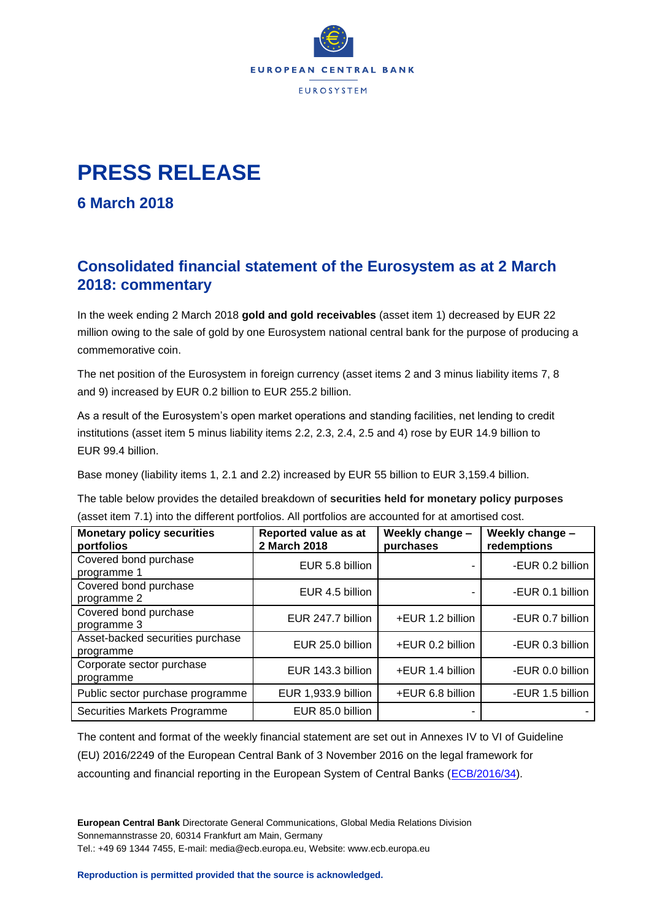EUROPEAN CENTRAL BANK

EUROSYSTEM

# PRESS RELEASE

## 6 March 2018

## Consolidated financial statement of the Eurosystem as at 2 March 2018: commentary

In the week ending 2 March 2018 **gold and gold receivables** (asset item 1) decreased by EUR 22 million owing to the sale of gold by one Eurosystem national central bank for the purpose of producing a commemorative coin.

The net position of the Eurosystem in foreign currency (asset items 2 and 3 minus liability items 7, 8 and 9) increased by EUR 0.2 billion to EUR 255.2 billion.

As a result of the Eurosystem's open market operations and standing facilities, net lending to credit institutions (asset item 5 minus liability items 2.2, 2.3, 2.4, 2.5 and 4) rose by EUR 14.9 billion to EUR 99.4 billion.

Base money (liability items 1, 2.1 and 2.2) increased by EUR 55 billion to EUR 3,159.4 billion.

The table below provides the detailed breakdown of **securities held for monetary policy purposes** (asset item 7.1) into the different portfolios. All portfolios are accounted for at amortised cost.

| Monetary policy securities portfolios | Reported value as at 2 March 2018 | Weekly change – purchases | Weekly change – redemptions |
|---|---|---|---|
| Covered bond purchase programme 1 | EUR 5.8 billion | - | -EUR 0.2 billion |
| Covered bond purchase programme 2 | EUR 4.5 billion | - | -EUR 0.1 billion |
| Covered bond purchase programme 3 | EUR 247.7 billion | +EUR 1.2 billion | -EUR 0.7 billion |
| Asset-backed securities purchase programme | EUR 25.0 billion | +EUR 0.2 billion | -EUR 0.3 billion |
| Corporate sector purchase programme | EUR 143.3 billion | +EUR 1.4 billion | -EUR 0.0 billion |
| Public sector purchase programme | EUR 1,933.9 billion | +EUR 6.8 billion | -EUR 1.5 billion |
| Securities Markets Programme | EUR 85.0 billion | - | - |

The content and format of the weekly financial statement are set out in Annexes IV to VI of Guideline (EU) 2016/2249 of the European Central Bank of 3 November 2016 on the legal framework for accounting and financial reporting in the European System of Central Banks (ECB/2016/34).

**European Central Bank** Directorate General Communications, Global Media Relations Division
Sonnemannstrasse 20, 60314 Frankfurt am Main, Germany
Tel.: +49 69 1344 7455, E-mail: media@ecb.europa.eu, Website: www.ecb.europa.eu

**Reproduction is permitted provided that the source is acknowledged.**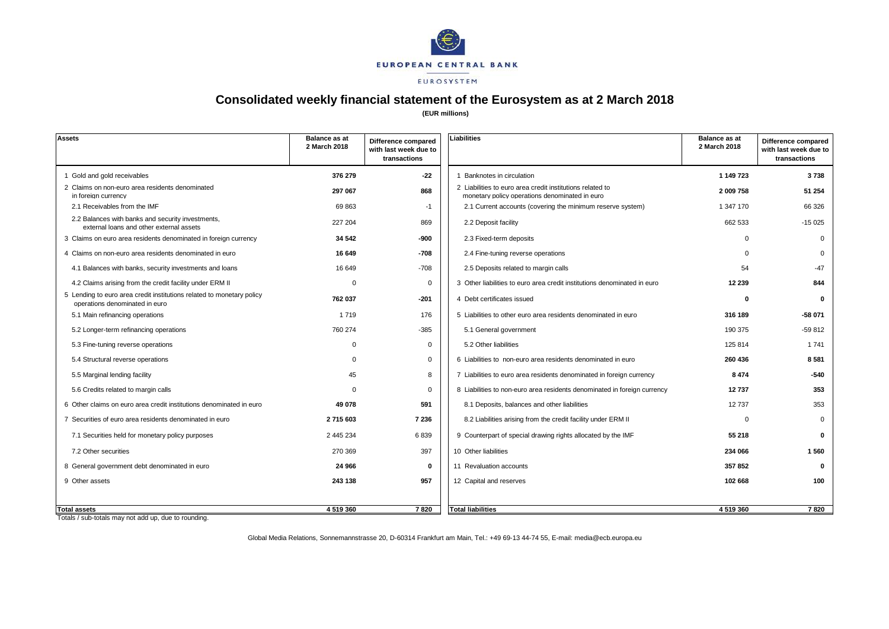EUROPEAN CENTRAL BANK

EUROSYSTEM

# Consolidated weekly financial statement of the Eurosystem as at 2 March 2018

**(EUR millions)**

| Assets | Balance as at 2 March 2018 | Difference compared with last week due to transactions | Liabilities | Balance as at 2 March 2018 | Difference compared with last week due to transactions |
|---|---|---|---|---|---|
| 1 Gold and gold receivables | **376 279** | **-22** | 1 Banknotes in circulation | **1 149 723** | **3 738** |
| 2 Claims on non-euro area residents denominated in foreign currency | **297 067** | **868** | 2 Liabilities to euro area credit institutions related to monetary policy operations denominated in euro | **2 009 758** | **51 254** |
| 2.1 Receivables from the IMF | 69 863 | -1 | 2.1 Current accounts (covering the minimum reserve system) | 1 347 170 | 66 326 |
| 2.2 Balances with banks and security investments, external loans and other external assets | 227 204 | 869 | 2.2 Deposit facility | 662 533 | -15 025 |
| 3 Claims on euro area residents denominated in foreign currency | **34 542** | **-900** | 2.3 Fixed-term deposits | 0 | 0 |
| 4 Claims on non-euro area residents denominated in euro | **16 649** | **-708** | 2.4 Fine-tuning reverse operations | 0 | 0 |
| 4.1 Balances with banks, security investments and loans | 16 649 | -708 | 2.5 Deposits related to margin calls | 54 | -47 |
| 4.2 Claims arising from the credit facility under ERM II | 0 | 0 | 3 Other liabilities to euro area credit institutions denominated in euro | **12 239** | **844** |
| 5 Lending to euro area credit institutions related to monetary policy operations denominated in euro | **762 037** | **-201** | 4 Debt certificates issued | **0** | **0** |
| 5.1 Main refinancing operations | 1 719 | 176 | 5 Liabilities to other euro area residents denominated in euro | **316 189** | **-58 071** |
| 5.2 Longer-term refinancing operations | 760 274 | -385 | 5.1 General government | 190 375 | -59 812 |
| 5.3 Fine-tuning reverse operations | 0 | 0 | 5.2 Other liabilities | 125 814 | 1 741 |
| 5.4 Structural reverse operations | 0 | 0 | 6 Liabilities to non-euro area residents denominated in euro | **260 436** | **8 581** |
| 5.5 Marginal lending facility | 45 | 8 | 7 Liabilities to euro area residents denominated in foreign currency | **8 474** | **-540** |
| 5.6 Credits related to margin calls | 0 | 0 | 8 Liabilities to non-euro area residents denominated in foreign currency | **12 737** | **353** |
| 6 Other claims on euro area credit institutions denominated in euro | **49 078** | **591** | 8.1 Deposits, balances and other liabilities | 12 737 | 353 |
| 7 Securities of euro area residents denominated in euro | **2 715 603** | **7 236** | 8.2 Liabilities arising from the credit facility under ERM II | 0 | 0 |
| 7.1 Securities held for monetary policy purposes | 2 445 234 | 6 839 | 9 Counterpart of special drawing rights allocated by the IMF | **55 218** | **0** |
| 7.2 Other securities | 270 369 | 397 | 10 Other liabilities | **234 066** | **1 560** |
| 8 General government debt denominated in euro | **24 966** | **0** | 11 Revaluation accounts | **357 852** | **0** |
| 9 Other assets | **243 138** | **957** | 12 Capital and reserves | **102 668** | **100** |
| **Total assets** | **4 519 360** | **7 820** | **Total liabilities** | **4 519 360** | **7 820** |

Totals / sub-totals may not add up, due to rounding.

Global Media Relations, Sonnemannstrasse 20, D-60314 Frankfurt am Main, Tel.: +49 69-13 44-74 55, E-mail: media@ecb.europa.eu